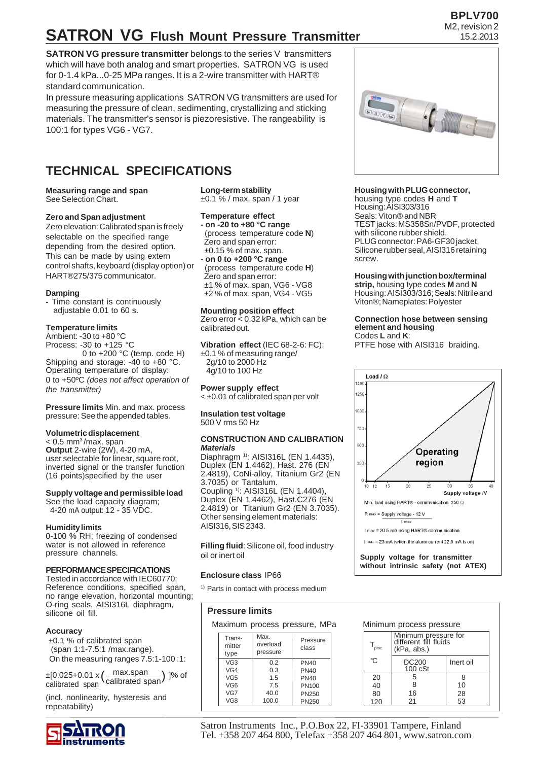BPLV700
M2, revision 2
15.2.2013

# SATRON VG Flush Mount Pressure Transmitter

**SATRON VG pressure transmitter** belongs to the series V transmitters which will have both analog and smart properties. SATRON VG is used for 0-1.4 kPa...0-25 MPa ranges. It is a 2-wire transmitter with HART® standard communication.

In pressure measuring applications SATRON VG transmitters are used for measuring the pressure of clean, sedimenting, crystallizing and sticking materials. The transmitter's sensor is piezoresistive. The rangeability is 100:1 for types VG6 - VG7.

## TECHNICAL SPECIFICATIONS

**Measuring range and span**
See Selection Chart.

**Zero and Span adjustment**
Zero elevation: Calibrated span is freely selectable on the specified range depending from the desired option. This can be made by using extern control shafts, keyboard (display option) or HART®275/375 communicator.

**Damping**
- Time constant is continuously adjustable 0.01 to 60 s.

**Temperature limits**
Ambient: -30 to +80 °C
Process: -30 to +125 °C
0 to +200 °C (temp. code H)
Shipping and storage: -40 to +80 °C.
Operating temperature of display:
0 to +50ºC *(does not affect operation of the transmitter)*

**Pressure limits** Min. and max. process pressure: See the appended tables.

**Volumetric displacement**
< 0.5 mm³/max. span
**Output** 2-wire (2W), 4-20 mA, user selectable for linear, square root, inverted signal or the transfer function (16 points)specified by the user

**Supply voltage and permissible load**
See the load capacity diagram;
4-20 mA output: 12 - 35 VDC.

**Humidity limits**
0-100 % RH; freezing of condensed water is not allowed in reference pressure channels.

**PERFORMANCE SPECIFICATIONS**
Tested in accordance with IEC60770:
Reference conditions, specified span, no range elevation, horizontal mounting; O-ring seals, AISI316L diaphragm, silicone oil fill.

**Accuracy**
±0.1 % of calibrated span
(span 1:1-7.5:1 /max.range).
On the measuring ranges 7.5:1-100 :1:

$\pm[0.025+0.01 \times \left(\frac{\text{max.span}}{\text{calibrated span}}\right)]$% of calibrated span

(incl. nonlinearity, hysteresis and repeatability)

**Long-term stability**
±0.1 % / max. span / 1 year

**Temperature effect**
- **on -20 to +80 °C range**
(process temperature code **N**)
Zero and span error:
±0.15 % of max. span.
- **on 0 to +200 °C range**
(process temperature code **H**)
Zero and span error:
±1 % of max. span, VG6 - VG8
±2 % of max. span, VG4 - VG5

**Mounting position effect**
Zero error < 0.32 kPa, which can be calibrated out.

**Vibration effect** (IEC 68-2-6: FC):
±0.1 % of measuring range/
2g/10 to 2000 Hz
4g/10 to 100 Hz

**Power supply effect**
< ±0.01 of calibrated span per volt

**Insulation test voltage**
500 V rms 50 Hz

**CONSTRUCTION AND CALIBRATION**
***Materials***
Diaphragm [1]: AISI316L (EN 1.4435), Duplex (EN 1.4462), Hast. 276 (EN 2.4819), CoNi-alloy, Titanium Gr2 (EN 3.7035) or Tantalum.
Coupling [1]: AISI316L (EN 1.4404), Duplex (EN 1.4462), Hast.C276 (EN 2.4819) or Titanium Gr2 (EN 3.7035).
Other sensing element materials: AISI316, SIS 2343.

**Filling fluid**: Silicone oil, food industry oil or inert oil

**Enclosure class** IP66

[1] Parts in contact with process medium

**Housing with PLUG connector,** housing type codes **H** and **T**
Housing: AISI303/316
Seals: Viton® and NBR
TEST jacks: MS358Sn/PVDF, protected with silicone rubber shield.
PLUG connector: PA6-GF30 jacket, Silicone rubber seal, AISI316 retaining screw.

**Housing with junction box/terminal strip,** housing type codes **M** and **N**
Housing: AISI303/316; Seals: Nitrile and Viton®; Nameplates: Polyester

**Connection hose between sensing element and housing**
Codes **L** and **K**:
PTFE hose with AISI316 braiding.

Load / Ω — Operating region — Supply voltage /V

Min. load using HART® - communication 250 Ω

$R_{max} = \frac{\text{Supply voltage} - 12\text{ V}}{I_{max}}$

$I_{max}$ = 20.5 mA using HART®-communication

$I_{max}$ = 23 mA (when the alarm current 22,5 mA is on)

**Supply voltage for transmitter without intrinsic safety (not ATEX)**

### Pressure limits

Maximum process pressure, MPa

| Trans-mitter type | Max. overload pressure | Pressure class |
|---|---|---|
| VG3 | 0.2 | PN40 |
| VG4 | 0.3 | PN40 |
| VG5 | 1.5 | PN40 |
| VG6 | 7.5 | PN100 |
| VG7 | 40.0 | PN250 |
| VG8 | 100.0 | PN250 |

Minimum process pressure

| $T_{proc.}$ | Minimum pressure for different fill fluids (kPa, abs.) | |
|---|---|---|
| °C | DC200 100 cSt | Inert oil |
| 20 | 5 | 8 |
| 40 | 8 | 10 |
| 80 | 16 | 28 |
| 120 | 21 | 53 |

Satron Instruments Inc., P.O.Box 22, FI-33901 Tampere, Finland
Tel. +358 207 464 800, Telefax +358 207 464 801, www.satron.com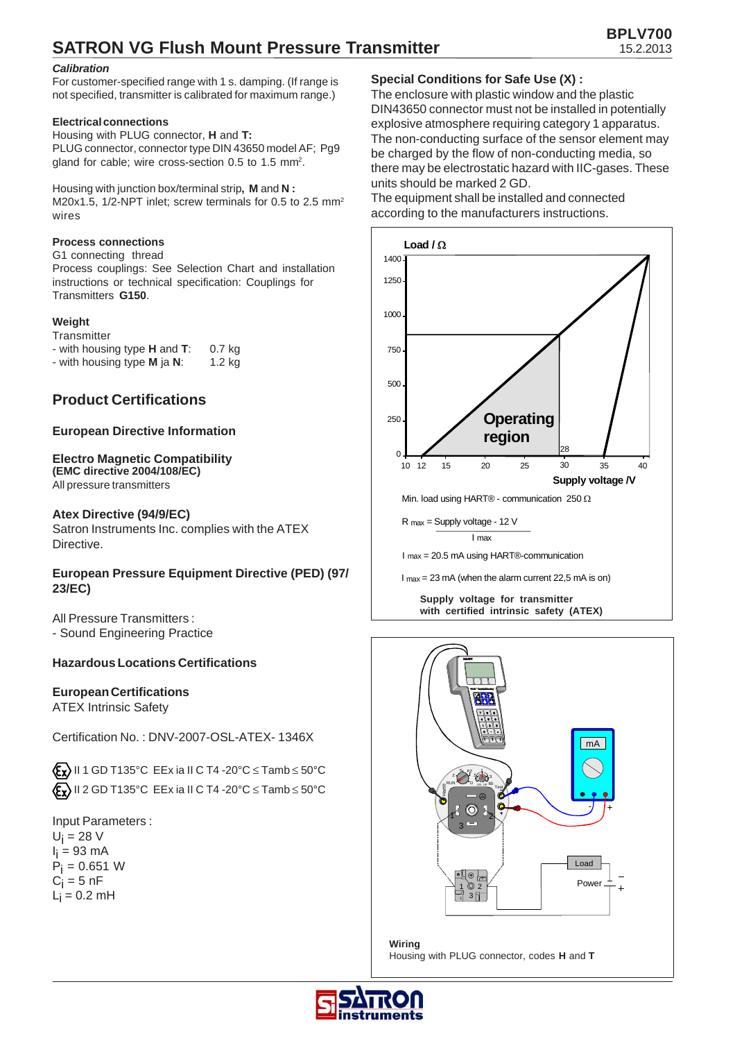### *Calibration*

For customer-specified range with 1 s. damping. (If range is not specified, transmitter is calibrated for maximum range.)

#### Electrical connections

Housing with PLUG connector, **H** and **T:**
PLUG connector, connector type DIN 43650 model AF; Pg9 gland for cable; wire cross-section 0.5 to 1.5 mm².

Housing with junction box/terminal strip**, M** and **N :**
M20x1.5, 1/2-NPT inlet; screw terminals for 0.5 to 2.5 mm² wires

#### Process connections

G1 connecting thread
Process couplings: See Selection Chart and installation instructions or technical specification: Couplings for Transmitters **G150**.

#### Weight

Transmitter
- with housing type **H** and **T**: 0.7 kg
- with housing type **M** ja **N**: 1.2 kg

## Product Certifications

### European Directive Information

### Electro Magnetic Compatibility
**(EMC directive 2004/108/EC)**
All pressure transmitters

### Atex Directive (94/9/EC)

Satron Instruments Inc. complies with the ATEX Directive.

### European Pressure Equipment Directive (PED) (97/23/EC)

All Pressure Transmitters :
- Sound Engineering Practice

### Hazardous Locations Certifications

### European Certifications

ATEX Intrinsic Safety

Certification No. : DNV-2007-OSL-ATEX- 1346X

II 1 GD T135°C EEx ia II C T4 -20°C ≤ Tamb ≤ 50°C
II 2 GD T135°C EEx ia II C T4 -20°C ≤ Tamb ≤ 50°C

Input Parameters :
$U_i$ = 28 V
$I_i$ = 93 mA
$P_i$ = 0.651 W
$C_i$ = 5 nF
$L_i$ = 0.2 mH

### Special Conditions for Safe Use (X) :

The enclosure with plastic window and the plastic DIN43650 connector must not be installed in potentially explosive atmosphere requiring category 1 apparatus. The non-conducting surface of the sensor element may be charged by the flow of non-conducting media, so there may be electrostatic hazard with IIC-gases. These units should be marked 2 GD.
The equipment shall be installed and connected according to the manufacturers instructions.

Min. load using HART® - communication 250 Ω

$$R_{max} = \frac{\text{Supply voltage} - 12\text{ V}}{I_{max}}$$

$I_{max}$ = 20.5 mA using HART®-communication

$I_{max}$ = 23 mA (when the alarm current 22,5 mA is on)

**Supply voltage for transmitter with certified intrinsic safety (ATEX)**

**Wiring**
Housing with PLUG connector, codes **H** and **T**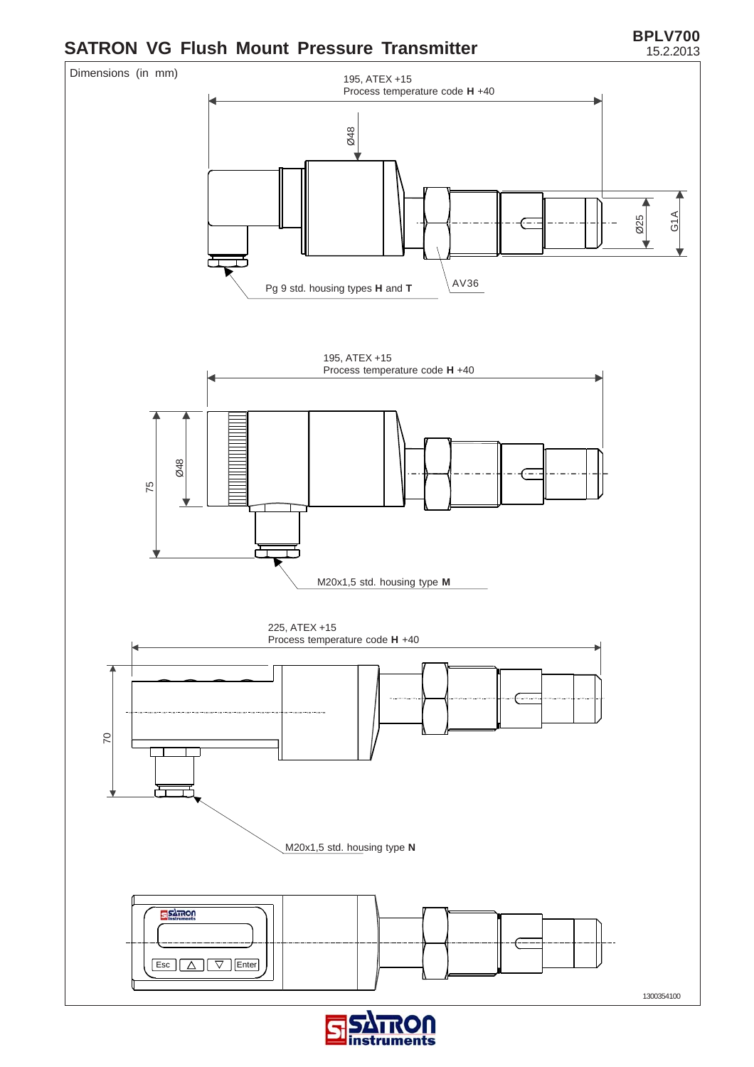## SATRON VG Flush Mount Pressure Transmitter

Dimensions (in mm)

195, ATEX +15
Process temperature code **H** +40

Ø48

Ø25

G1A

Pg 9 std. housing types **H** and **T**

AV36

195, ATEX +15
Process temperature code **H** +40

75

Ø48

M20x1,5 std. housing type **M**

225, ATEX +15
Process temperature code **H** +40

70

M20x1,5 std. housing type **N**

Esc

Enter

1300354100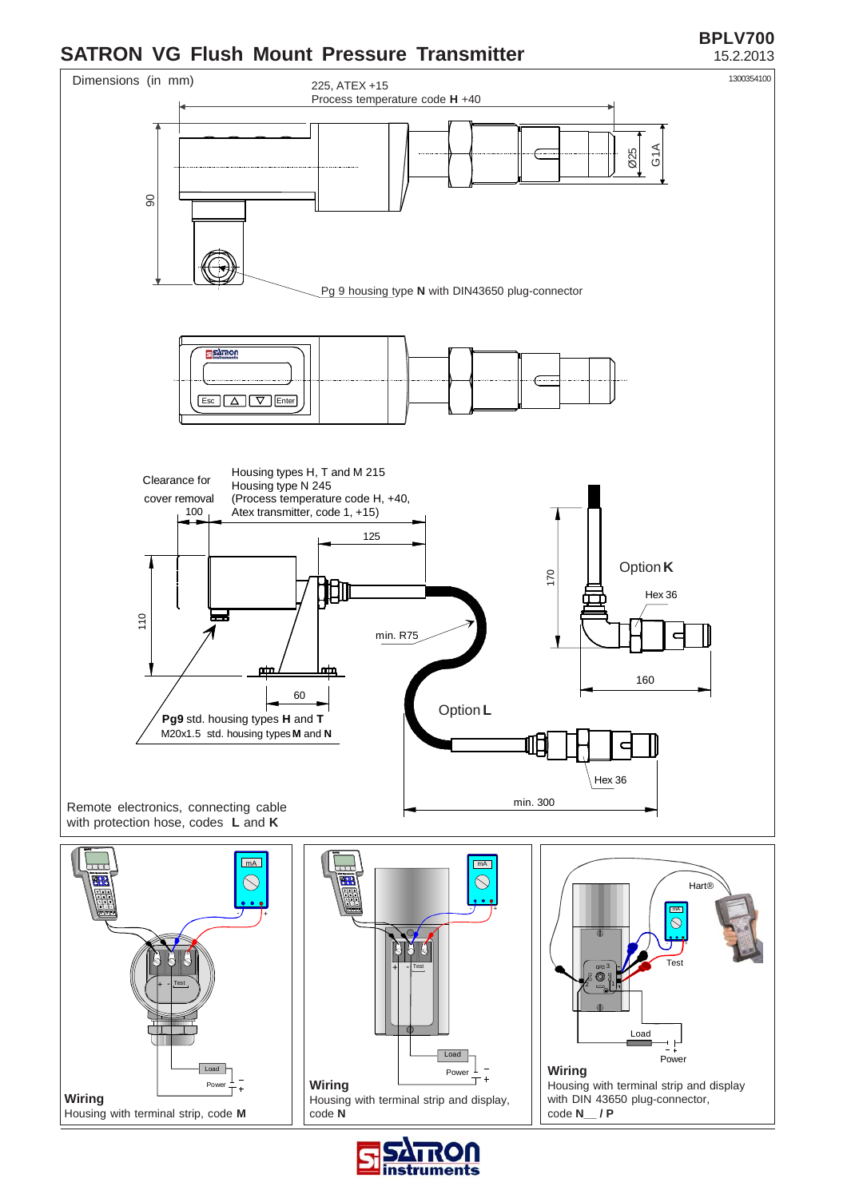# SATRON VG Flush Mount Pressure Transmitter

**BPLV700**
15.2.2013

Dimensions (in mm)

1300354100

225, ATEX +15
Process temperature code **H** +40

90

Ø25

G1A

Pg 9 housing type **N** with DIN43650 plug-connector

Esc | △ | ▽ | Enter

Clearance for cover removal
100

Housing types H, T and M 215
Housing type N 245
(Process temperature code H, +40,
Atex transmitter, code 1, +15)

125

110

60

min. R75

**Pg9** std. housing types **H** and **T**
M20x1.5 std. housing types **M** and **N**

170

Option **K**

Hex 36

160

Option **L**

Hex 36

min. 300

Remote electronics, connecting cable with protection hose, codes **L** and **K**

**Wiring**
Housing with terminal strip, code **M**

**Wiring**
Housing with terminal strip and display, code **N**

**Wiring**
Housing with terminal strip and display with DIN 43650 plug-connector, code **N__ / P**

Hart®

Test

Load

Power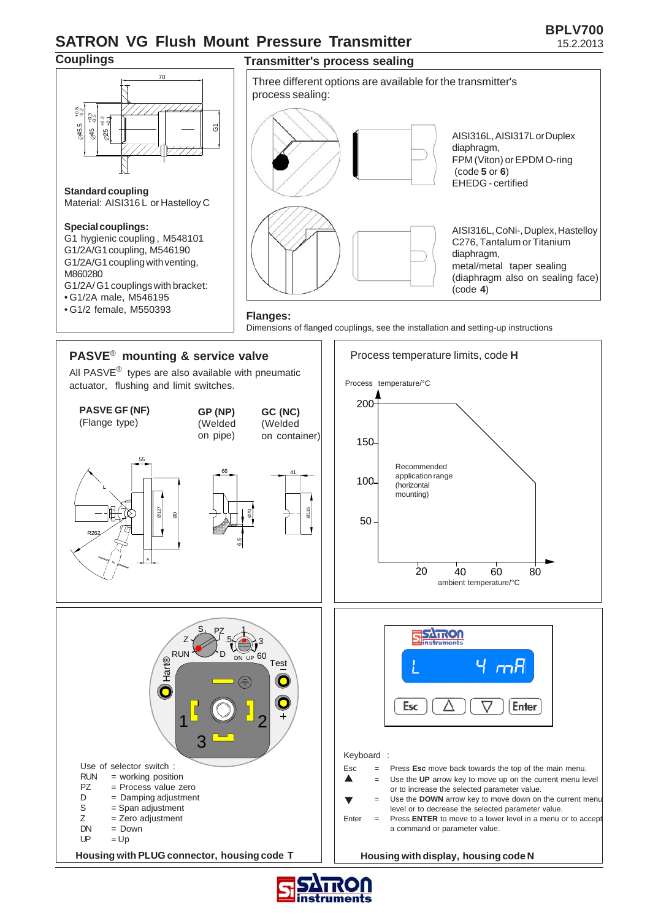# SATRON VG Flush Mount Pressure Transmitter

BPLV700
15.2.2013

## Couplings

**Standard coupling**
Material: AISI316 L or Hastelloy C

**Special couplings:**
G1 hygienic coupling , M548101
G1/2A/G1 coupling, M546190
G1/2A/G1 coupling with venting, M860280
G1/2A/ G1 couplings with bracket:
- G1/2A male, M546195
- G1/2 female, M550393

## Transmitter's process sealing

Three different options are available for the transmitter's process sealing:

AISI316L, AISI317L or Duplex diaphragm,
FPM (Viton) or EPDM O-ring
(code **5** or **6**)
EHEDG - certified

AISI316L, CoNi-, Duplex, Hastelloy C276, Tantalum or Titanium diaphragm,
metal/metal taper sealing
(diaphragm also on sealing face)
(code **4**)

**Flanges:**
Dimensions of flanged couplings, see the installation and setting-up instructions

## PASVE® mounting & service valve

All PASVE® types are also available with pneumatic actuator, flushing and limit switches.

| **PASVE GF (NF)** (Flange type) | **GP (NP)** (Welded on pipe) | **GC (NC)** (Welded on container) |
|---|---|---|

## Process temperature limits, code H

Process temperature/°C

Recommended application range (horizontal mounting)

ambient temperature/°C

## Housing with PLUG connector, housing code T

Use of selector switch :

- RUN = working position
- PZ = Process value zero
- D = Damping adjustment
- S = Span adjustment
- Z = Zero adjustment
- DN = Down
- UP = Up

## Housing with display, housing code N

Keyboard :

- Esc = Press **Esc** move back towards the top of the main menu.
- ▲ = Use the **UP** arrow key to move up on the current menu level or to increase the selected parameter value.
- ▼ = Use the **DOWN** arrow key to move down on the current menu level or to decrease the selected parameter value.
- Enter = Press **ENTER** to move to a lower level in a menu or to accept a command or parameter value.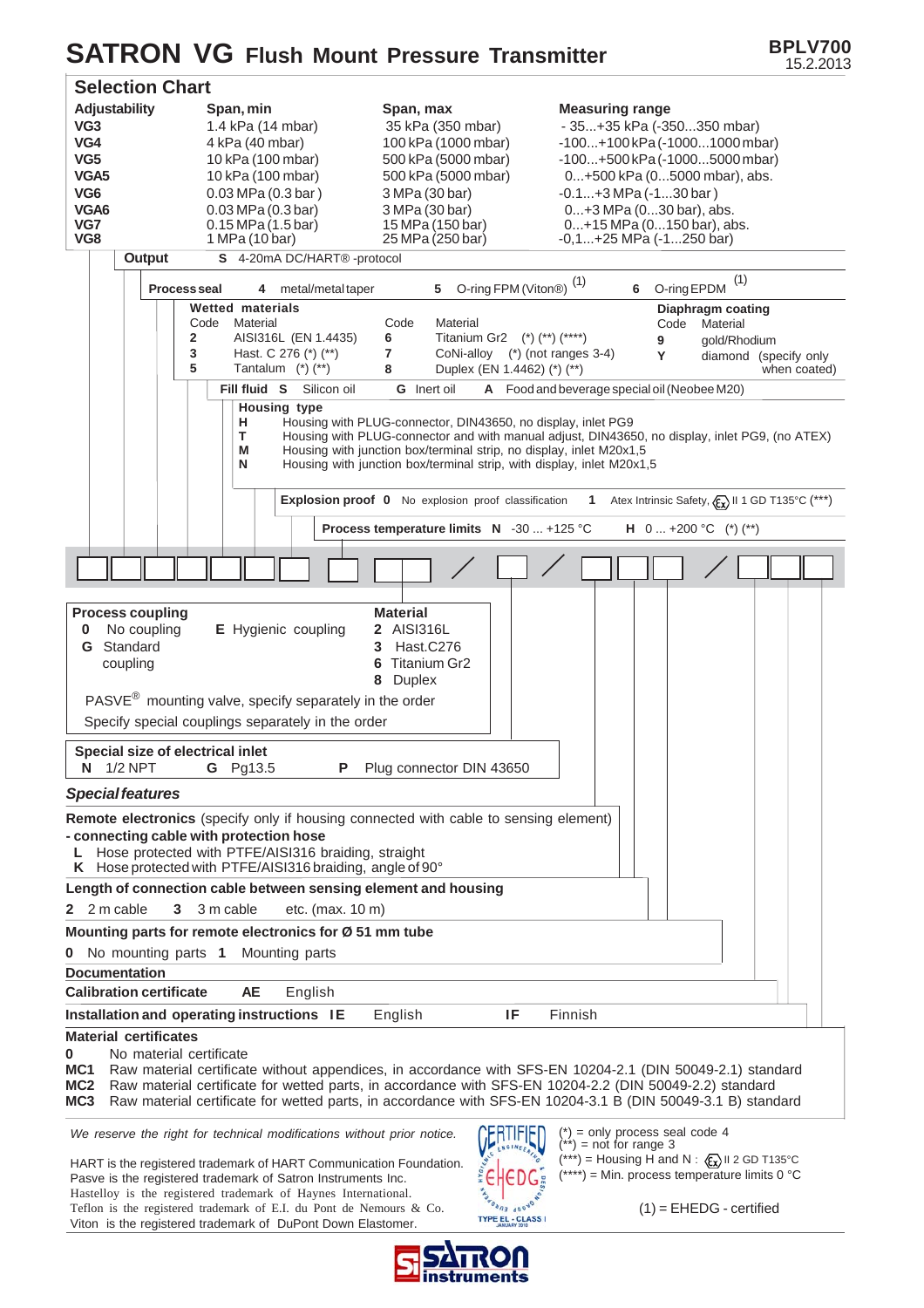# SATRON VG Flush Mount Pressure Transmitter

BPLV700
15.2.2013

## Selection Chart

| Adjustability | Span, min | Span, max | Measuring range |
|---|---|---|---|
| VG3 | 1.4 kPa (14 mbar) | 35 kPa (350 mbar) | -35...+35 kPa (-350...350 mbar) |
| VG4 | 4 kPa (40 mbar) | 100 kPa (1000 mbar) | -100...+100 kPa (-1000...1000 mbar) |
| VG5 | 10 kPa (100 mbar) | 500 kPa (5000 mbar) | -100...+500 kPa (-1000...5000 mbar) |
| VGA5 | 10 kPa (100 mbar) | 500 kPa (5000 mbar) | 0...+500 kPa (0...5000 mbar), abs. |
| VG6 | 0.03 MPa (0.3 bar) | 3 MPa (30 bar) | -0.1...+3 MPa (-1...30 bar) |
| VGA6 | 0.03 MPa (0.3 bar) | 3 MPa (30 bar) | 0...+3 MPa (0...30 bar), abs. |
| VG7 | 0.15 MPa (1.5 bar) | 15 MPa (150 bar) | 0...+15 MPa (0...150 bar), abs. |
| VG8 | 1 MPa (10 bar) | 25 MPa (250 bar) | -0,1...+25 MPa (-1...250 bar) |

**Output** S 4-20mA DC/HART® -protocol

**Process seal** 4 metal/metal taper 5 O-ring FPM (Viton®) (1) 6 O-ring EPDM (1)

**Wetted materials**

| Code | Material | Code | Material |
|---|---|---|---|
| 2 | AISI316L (EN 1.4435) | 6 | Titanium Gr2 (*) (**) (****) |
| 3 | Hast. C 276 (*) (**) | 7 | CoNi-alloy (*) (not ranges 3-4) |
| 5 | Tantalum (*) (**) | 8 | Duplex (EN 1.4462) (*) (**) |

**Diaphragm coating**

| Code | Material |
|---|---|
| 9 | gold/Rhodium |
| Y | diamond (specify only when coated) |

**Fill fluid** S Silicon oil G Inert oil A Food and beverage special oil (Neobee M20)

**Housing type**
- **H** Housing with PLUG-connector, DIN43650, no display, inlet PG9
- **T** Housing with PLUG-connector and with manual adjust, DIN43650, no display, inlet PG9, (no ATEX)
- **M** Housing with junction box/terminal strip, no display, inlet M20x1,5
- **N** Housing with junction box/terminal strip, with display, inlet M20x1,5

**Explosion proof** 0 No explosion proof classification 1 Atex Intrinsic Safety, Ex II 1 GD T135°C (***)

**Process temperature limits** N -30 ... +125 °C H 0 ... +200 °C (*) (**)

**Process coupling**
- **0** No coupling
- **E** Hygienic coupling
- **G** Standard coupling

**Material**
- **2** AISI316L
- **3** Hast.C276
- **6** Titanium Gr2
- **8** Duplex

PASVE® mounting valve, specify separately in the order

Specify special couplings separately in the order

**Special size of electrical inlet**
**N** 1/2 NPT **G** Pg13.5 **P** Plug connector DIN 43650

### *Special features*

**Remote electronics** (specify only if housing connected with cable to sensing element)
**- connecting cable with protection hose**
- **L** Hose protected with PTFE/AISI316 braiding, straight
- **K** Hose protected with PTFE/AISI316 braiding, angle of 90°

**Length of connection cable between sensing element and housing**
**2** 2 m cable **3** 3 m cable etc. (max. 10 m)

**Mounting parts for remote electronics for Ø 51 mm tube**
**0** No mounting parts **1** Mounting parts

**Documentation**

**Calibration certificate** **AE** English

**Installation and operating instructions** **IE** English **IF** Finnish

**Material certificates**
- **0** No material certificate
- **MC1** Raw material certificate without appendices, in accordance with SFS-EN 10204-2.1 (DIN 50049-2.1) standard
- **MC2** Raw material certificate for wetted parts, in accordance with SFS-EN 10204-2.2 (DIN 50049-2.2) standard
- **MC3** Raw material certificate for wetted parts, in accordance with SFS-EN 10204-3.1 B (DIN 50049-3.1 B) standard

*We reserve the right for technical modifications without prior notice.*

HART is the registered trademark of HART Communication Foundation.
Pasve is the registered trademark of Satron Instruments Inc.
Hastelloy is the registered trademark of Haynes International.
Teflon is the registered trademark of E.I. du Pont de Nemours & Co.
Viton is the registered trademark of DuPont Down Elastomer.

CERTIFIED EHEDG TYPE EL - CLASS I

(*) = only process seal code 4
(**) = not for range 3
(***) = Housing H and N : Ex II 2 GD T135°C
(****) = Min. process temperature limits 0 °C

(1) = EHEDG - certified

SATRON instruments